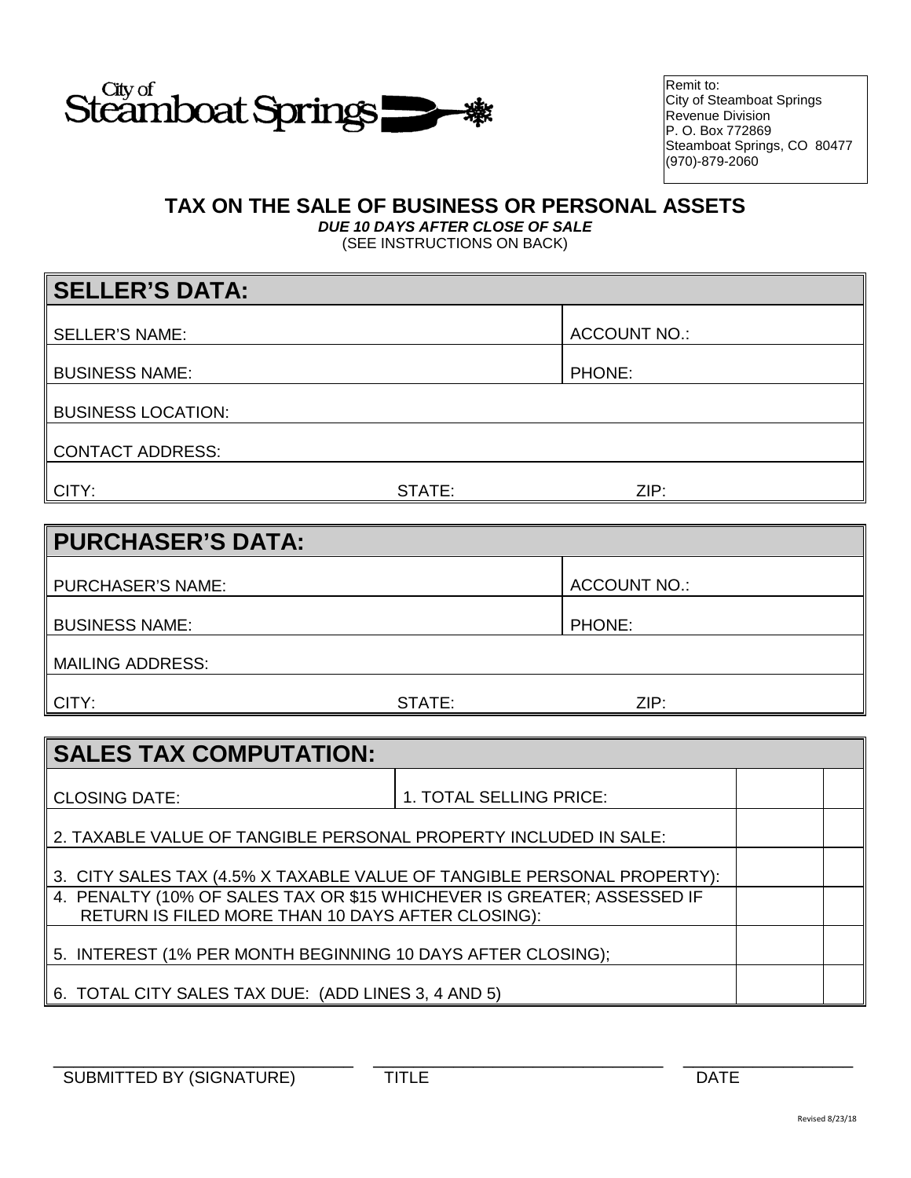City of Steamboat Springs

Remit to:
City of Steamboat Springs
Revenue Division
P. O. Box 772869
Steamboat Springs, CO 80477
(970)-879-2060

# TAX ON THE SALE OF BUSINESS OR PERSONAL ASSETS

***DUE 10 DAYS AFTER CLOSE OF SALE***

(SEE INSTRUCTIONS ON BACK)

## SELLER'S DATA:

| | | |
|---|---|---|
| SELLER'S NAME: | | ACCOUNT NO.: |
| BUSINESS NAME: | | PHONE: |
| BUSINESS LOCATION: | | |
| CONTACT ADDRESS: | | |
| CITY: | STATE: | ZIP: |

## PURCHASER'S DATA:

| | | |
|---|---|---|
| PURCHASER'S NAME: | | ACCOUNT NO.: |
| BUSINESS NAME: | | PHONE: |
| MAILING ADDRESS: | | |
| CITY: | STATE: | ZIP: |

## SALES TAX COMPUTATION:

| | | | |
|---|---|---|---|
| CLOSING DATE: | 1. TOTAL SELLING PRICE: | | |
| 2. TAXABLE VALUE OF TANGIBLE PERSONAL PROPERTY INCLUDED IN SALE: | | | |
| 3. CITY SALES TAX (4.5% X TAXABLE VALUE OF TANGIBLE PERSONAL PROPERTY): | | | |
| 4. PENALTY (10% OF SALES TAX OR $15 WHICHEVER IS GREATER; ASSESSED IF RETURN IS FILED MORE THAN 10 DAYS AFTER CLOSING): | | | |
| 5. INTEREST (1% PER MONTH BEGINNING 10 DAYS AFTER CLOSING); | | | |
| 6. TOTAL CITY SALES TAX DUE: (ADD LINES 3, 4 AND 5) | | | |

\_\_\_\_\_\_\_\_\_\_\_\_\_\_\_\_\_\_\_\_\_\_\_\_\_\_\_\_ \_\_\_\_\_\_\_\_\_\_\_\_\_\_\_\_\_\_\_\_\_\_\_\_\_\_\_\_ \_\_\_\_\_\_\_\_\_\_\_\_\_\_\_\_

SUBMITTED BY (SIGNATURE) TITLE DATE

Revised 8/23/18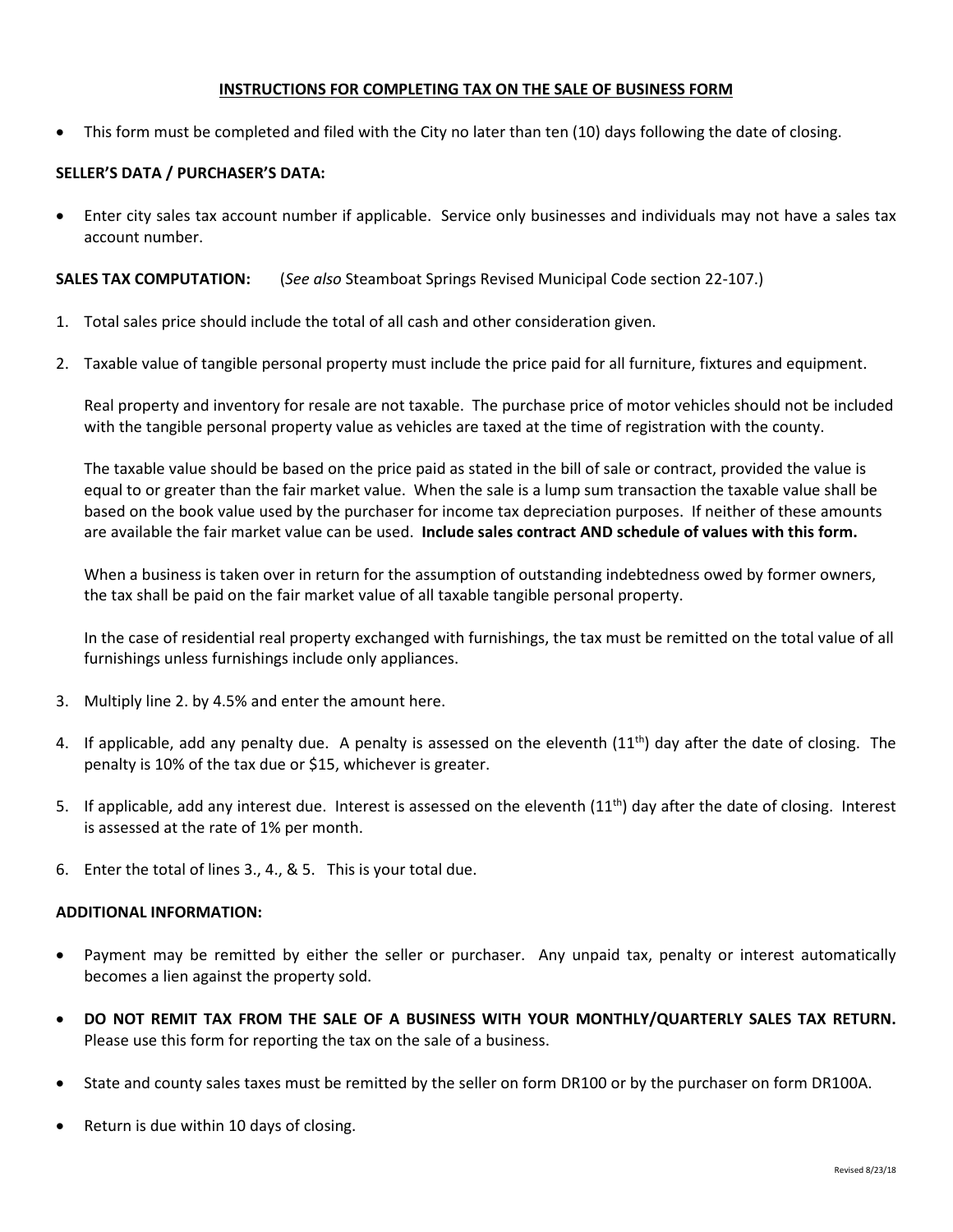## INSTRUCTIONS FOR COMPLETING TAX ON THE SALE OF BUSINESS FORM

- This form must be completed and filed with the City no later than ten (10) days following the date of closing.

**SELLER'S DATA / PURCHASER'S DATA:**

- Enter city sales tax account number if applicable. Service only businesses and individuals may not have a sales tax account number.

**SALES TAX COMPUTATION:** (*See also* Steamboat Springs Revised Municipal Code section 22-107.)

1. Total sales price should include the total of all cash and other consideration given.

2. Taxable value of tangible personal property must include the price paid for all furniture, fixtures and equipment.

   Real property and inventory for resale are not taxable. The purchase price of motor vehicles should not be included with the tangible personal property value as vehicles are taxed at the time of registration with the county.

   The taxable value should be based on the price paid as stated in the bill of sale or contract, provided the value is equal to or greater than the fair market value. When the sale is a lump sum transaction the taxable value shall be based on the book value used by the purchaser for income tax depreciation purposes. If neither of these amounts are available the fair market value can be used. **Include sales contract AND schedule of values with this form.**

   When a business is taken over in return for the assumption of outstanding indebtedness owed by former owners, the tax shall be paid on the fair market value of all taxable tangible personal property.

   In the case of residential real property exchanged with furnishings, the tax must be remitted on the total value of all furnishings unless furnishings include only appliances.

3. Multiply line 2. by 4.5% and enter the amount here.

4. If applicable, add any penalty due. A penalty is assessed on the eleventh (11th) day after the date of closing. The penalty is 10% of the tax due or $15, whichever is greater.

5. If applicable, add any interest due. Interest is assessed on the eleventh (11th) day after the date of closing. Interest is assessed at the rate of 1% per month.

6. Enter the total of lines 3., 4., & 5. This is your total due.

**ADDITIONAL INFORMATION:**

- Payment may be remitted by either the seller or purchaser. Any unpaid tax, penalty or interest automatically becomes a lien against the property sold.

- **DO NOT REMIT TAX FROM THE SALE OF A BUSINESS WITH YOUR MONTHLY/QUARTERLY SALES TAX RETURN.** Please use this form for reporting the tax on the sale of a business.

- State and county sales taxes must be remitted by the seller on form DR100 or by the purchaser on form DR100A.

- Return is due within 10 days of closing.

Revised 8/23/18